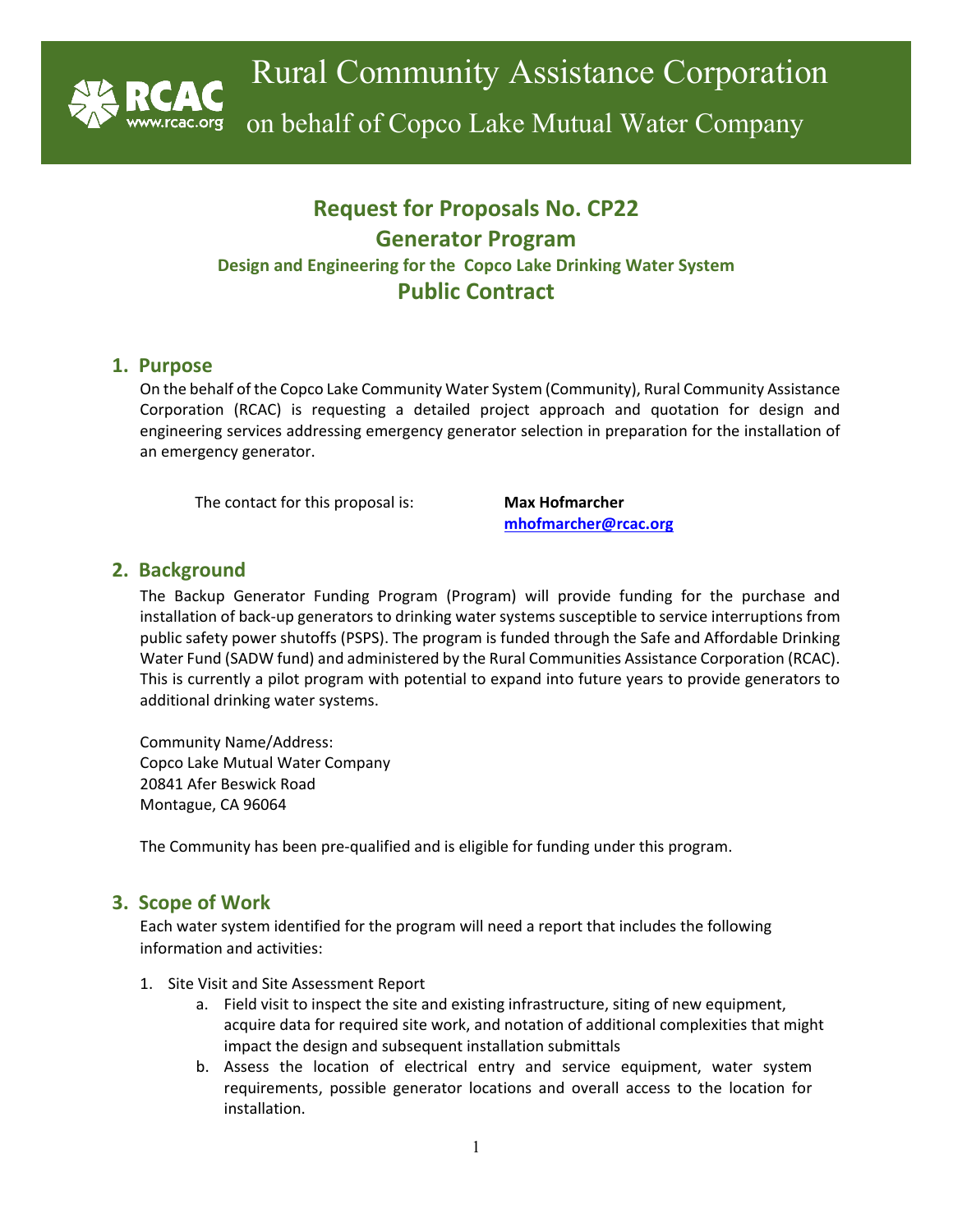# Rural Community Assistance Corporation

on behalf of Copco Lake Mutual Water Company

## Request for Proposals No. CP22
## Generator Program
### Design and Engineering for the Copco Lake Drinking Water System
## Public Contract

## 1. Purpose

On the behalf of the Copco Lake Community Water System (Community), Rural Community Assistance Corporation (RCAC) is requesting a detailed project approach and quotation for design and engineering services addressing emergency generator selection in preparation for the installation of an emergency generator.

The contact for this proposal is: **Max Hofmarcher**
**mhofmarcher@rcac.org**

## 2. Background

The Backup Generator Funding Program (Program) will provide funding for the purchase and installation of back-up generators to drinking water systems susceptible to service interruptions from public safety power shutoffs (PSPS). The program is funded through the Safe and Affordable Drinking Water Fund (SADW fund) and administered by the Rural Communities Assistance Corporation (RCAC). This is currently a pilot program with potential to expand into future years to provide generators to additional drinking water systems.

Community Name/Address:
Copco Lake Mutual Water Company
20841 Afer Beswick Road
Montague, CA 96064

The Community has been pre-qualified and is eligible for funding under this program.

## 3. Scope of Work

Each water system identified for the program will need a report that includes the following information and activities:

1. Site Visit and Site Assessment Report
   a. Field visit to inspect the site and existing infrastructure, siting of new equipment, acquire data for required site work, and notation of additional complexities that might impact the design and subsequent installation submittals
   b. Assess the location of electrical entry and service equipment, water system requirements, possible generator locations and overall access to the location for installation.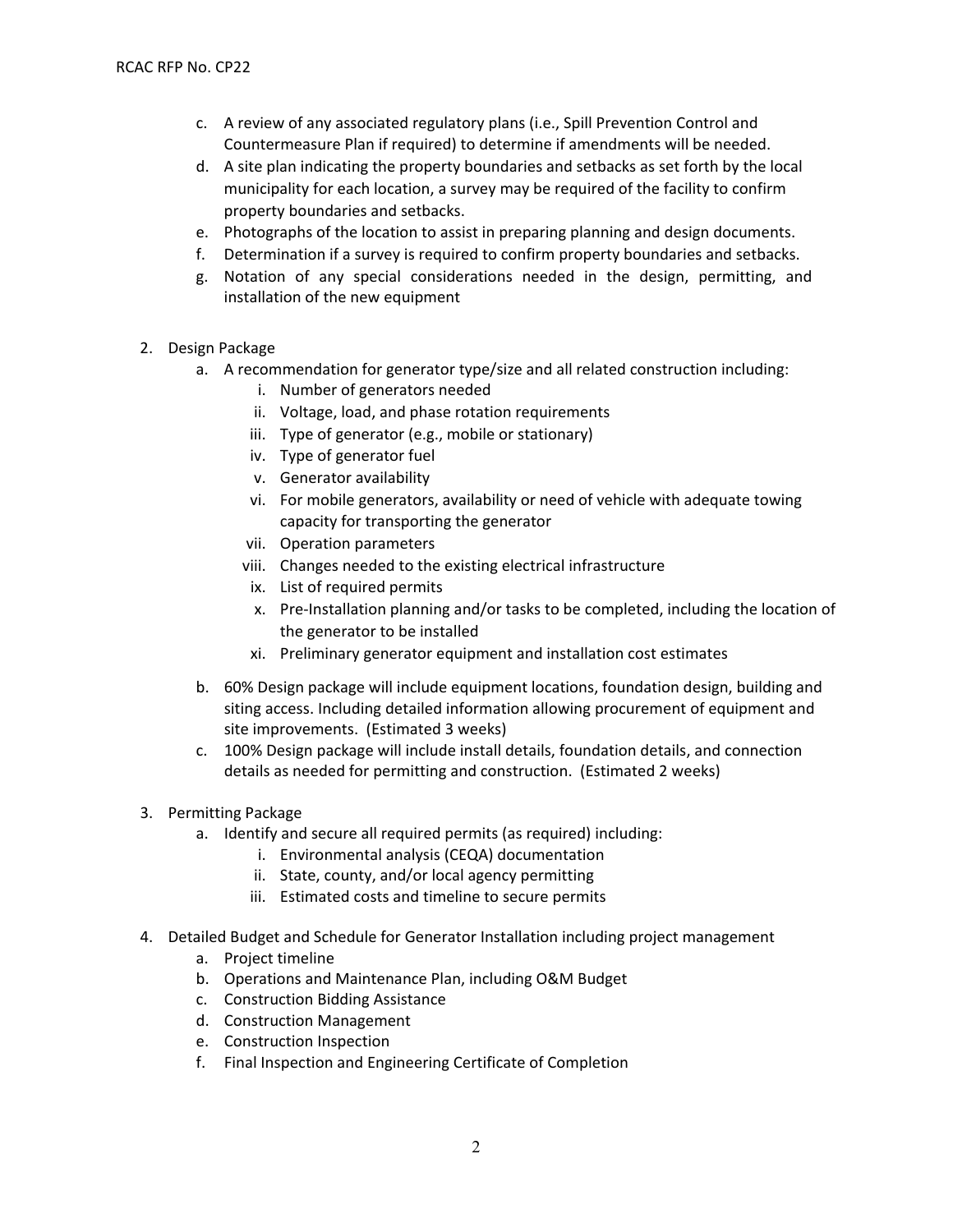c. A review of any associated regulatory plans (i.e., Spill Prevention Control and Countermeasure Plan if required) to determine if amendments will be needed.
   d. A site plan indicating the property boundaries and setbacks as set forth by the local municipality for each location, a survey may be required of the facility to confirm property boundaries and setbacks.
   e. Photographs of the location to assist in preparing planning and design documents.
   f. Determination if a survey is required to confirm property boundaries and setbacks.
   g. Notation of any special considerations needed in the design, permitting, and installation of the new equipment

2. Design Package
   a. A recommendation for generator type/size and all related construction including:
      i. Number of generators needed
      ii. Voltage, load, and phase rotation requirements
      iii. Type of generator (e.g., mobile or stationary)
      iv. Type of generator fuel
      v. Generator availability
      vi. For mobile generators, availability or need of vehicle with adequate towing capacity for transporting the generator
      vii. Operation parameters
      viii. Changes needed to the existing electrical infrastructure
      ix. List of required permits
      x. Pre-Installation planning and/or tasks to be completed, including the location of the generator to be installed
      xi. Preliminary generator equipment and installation cost estimates
   b. 60% Design package will include equipment locations, foundation design, building and siting access. Including detailed information allowing procurement of equipment and site improvements. (Estimated 3 weeks)
   c. 100% Design package will include install details, foundation details, and connection details as needed for permitting and construction. (Estimated 2 weeks)

3. Permitting Package
   a. Identify and secure all required permits (as required) including:
      i. Environmental analysis (CEQA) documentation
      ii. State, county, and/or local agency permitting
      iii. Estimated costs and timeline to secure permits

4. Detailed Budget and Schedule for Generator Installation including project management
   a. Project timeline
   b. Operations and Maintenance Plan, including O&M Budget
   c. Construction Bidding Assistance
   d. Construction Management
   e. Construction Inspection
   f. Final Inspection and Engineering Certificate of Completion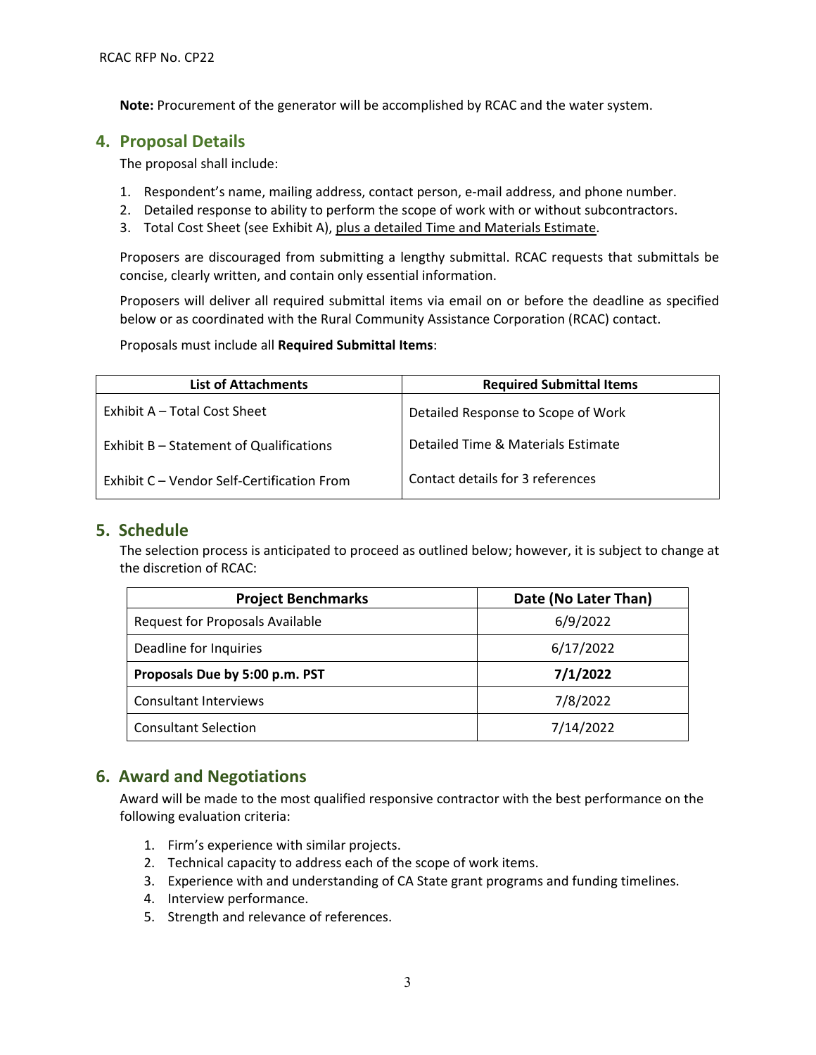**Note:** Procurement of the generator will be accomplished by RCAC and the water system.

## 4. Proposal Details

The proposal shall include:

1. Respondent's name, mailing address, contact person, e-mail address, and phone number.
2. Detailed response to ability to perform the scope of work with or without subcontractors.
3. Total Cost Sheet (see Exhibit A), plus a detailed Time and Materials Estimate.

Proposers are discouraged from submitting a lengthy submittal. RCAC requests that submittals be concise, clearly written, and contain only essential information.

Proposers will deliver all required submittal items via email on or before the deadline as specified below or as coordinated with the Rural Community Assistance Corporation (RCAC) contact.

Proposals must include all **Required Submittal Items**:

| List of Attachments | Required Submittal Items |
|---|---|
| Exhibit A – Total Cost Sheet | Detailed Response to Scope of Work |
| Exhibit B – Statement of Qualifications | Detailed Time & Materials Estimate |
| Exhibit C – Vendor Self-Certification From | Contact details for 3 references |

## 5. Schedule

The selection process is anticipated to proceed as outlined below; however, it is subject to change at the discretion of RCAC:

| Project Benchmarks | Date (No Later Than) |
|---|---|
| Request for Proposals Available | 6/9/2022 |
| Deadline for Inquiries | 6/17/2022 |
| **Proposals Due by 5:00 p.m. PST** | **7/1/2022** |
| Consultant Interviews | 7/8/2022 |
| Consultant Selection | 7/14/2022 |

## 6. Award and Negotiations

Award will be made to the most qualified responsive contractor with the best performance on the following evaluation criteria:

1. Firm's experience with similar projects.
2. Technical capacity to address each of the scope of work items.
3. Experience with and understanding of CA State grant programs and funding timelines.
4. Interview performance.
5. Strength and relevance of references.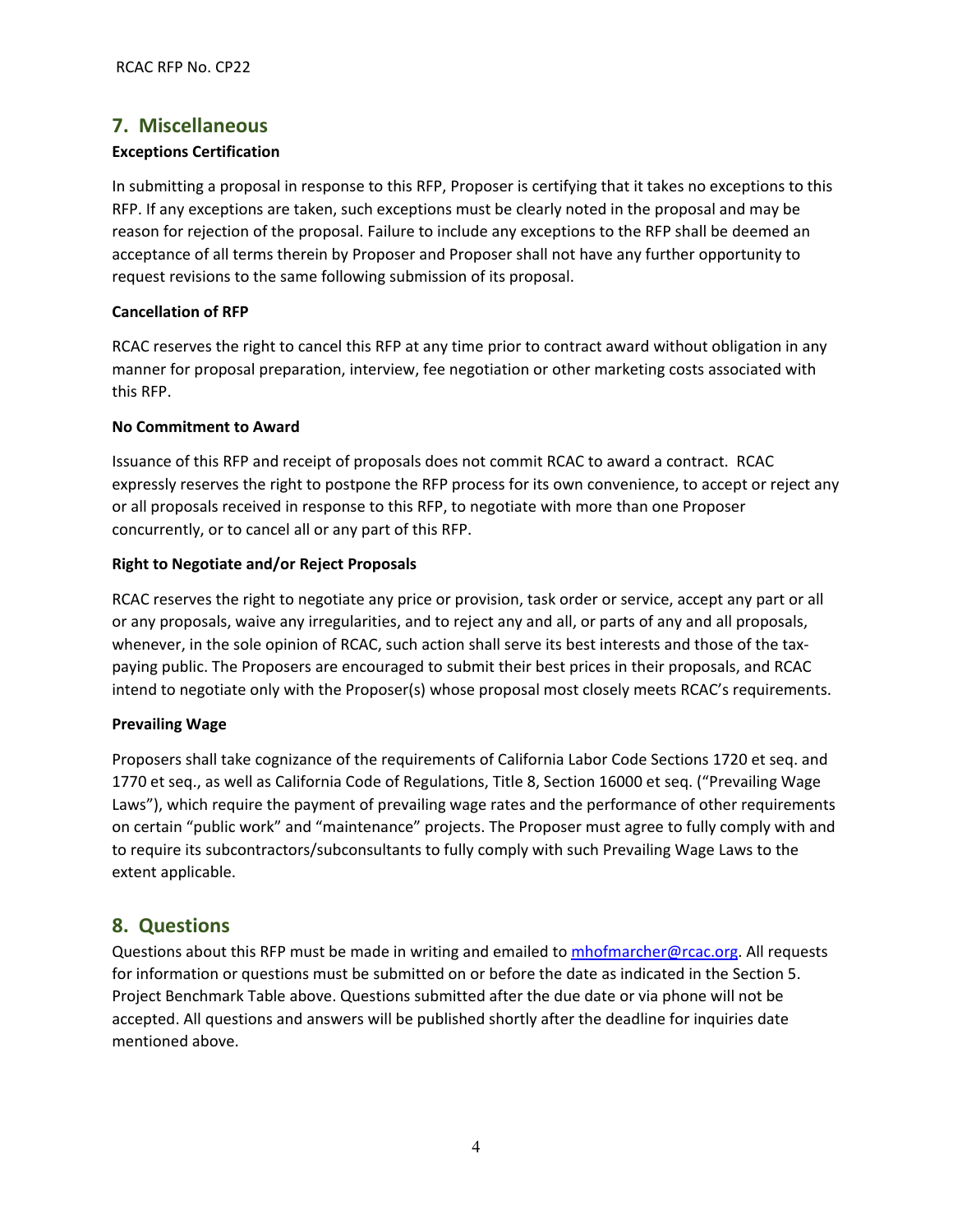## 7. Miscellaneous

**Exceptions Certification**

In submitting a proposal in response to this RFP, Proposer is certifying that it takes no exceptions to this RFP. If any exceptions are taken, such exceptions must be clearly noted in the proposal and may be reason for rejection of the proposal. Failure to include any exceptions to the RFP shall be deemed an acceptance of all terms therein by Proposer and Proposer shall not have any further opportunity to request revisions to the same following submission of its proposal.

**Cancellation of RFP**

RCAC reserves the right to cancel this RFP at any time prior to contract award without obligation in any manner for proposal preparation, interview, fee negotiation or other marketing costs associated with this RFP.

**No Commitment to Award**

Issuance of this RFP and receipt of proposals does not commit RCAC to award a contract. RCAC expressly reserves the right to postpone the RFP process for its own convenience, to accept or reject any or all proposals received in response to this RFP, to negotiate with more than one Proposer concurrently, or to cancel all or any part of this RFP.

**Right to Negotiate and/or Reject Proposals**

RCAC reserves the right to negotiate any price or provision, task order or service, accept any part or all or any proposals, waive any irregularities, and to reject any and all, or parts of any and all proposals, whenever, in the sole opinion of RCAC, such action shall serve its best interests and those of the tax-paying public. The Proposers are encouraged to submit their best prices in their proposals, and RCAC intend to negotiate only with the Proposer(s) whose proposal most closely meets RCAC's requirements.

**Prevailing Wage**

Proposers shall take cognizance of the requirements of California Labor Code Sections 1720 et seq. and 1770 et seq., as well as California Code of Regulations, Title 8, Section 16000 et seq. ("Prevailing Wage Laws"), which require the payment of prevailing wage rates and the performance of other requirements on certain "public work" and "maintenance" projects. The Proposer must agree to fully comply with and to require its subcontractors/subconsultants to fully comply with such Prevailing Wage Laws to the extent applicable.

## 8. Questions

Questions about this RFP must be made in writing and emailed to [mhofmarcher@rcac.org](mailto:mhofmarcher@rcac.org). All requests for information or questions must be submitted on or before the date as indicated in the Section 5. Project Benchmark Table above. Questions submitted after the due date or via phone will not be accepted. All questions and answers will be published shortly after the deadline for inquiries date mentioned above.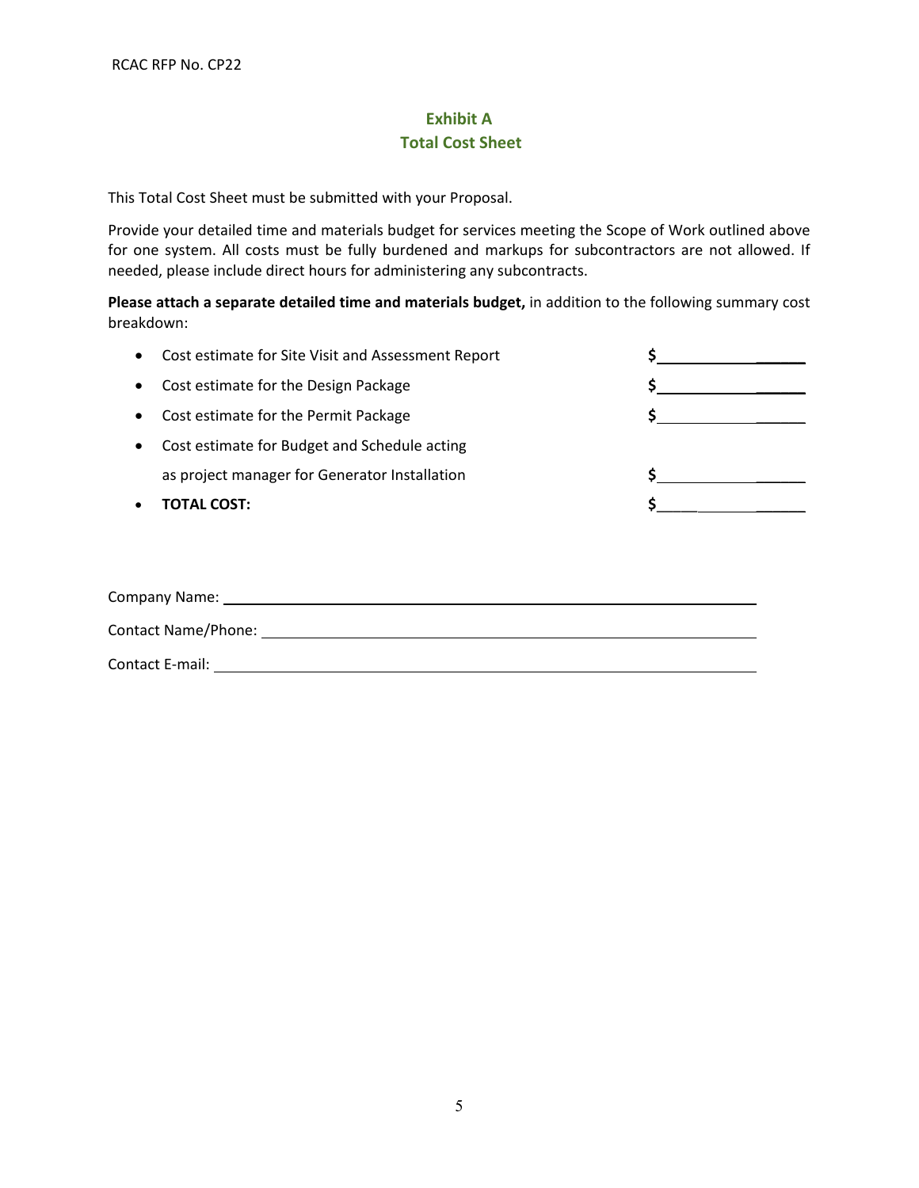## Exhibit A
## Total Cost Sheet

This Total Cost Sheet must be submitted with your Proposal.

Provide your detailed time and materials budget for services meeting the Scope of Work outlined above for one system. All costs must be fully burdened and markups for subcontractors are not allowed. If needed, please include direct hours for administering any subcontracts.

**Please attach a separate detailed time and materials budget,** in addition to the following summary cost breakdown:

- Cost estimate for Site Visit and Assessment Report $__________________
- Cost estimate for the Design Package $__________________
- Cost estimate for the Permit Package $__________________
- Cost estimate for Budget and Schedule acting as project manager for Generator Installation $__________________
- **TOTAL COST:** $__________________

Company Name: ______________________________________________

Contact Name/Phone: ______________________________________________

Contact E-mail: ______________________________________________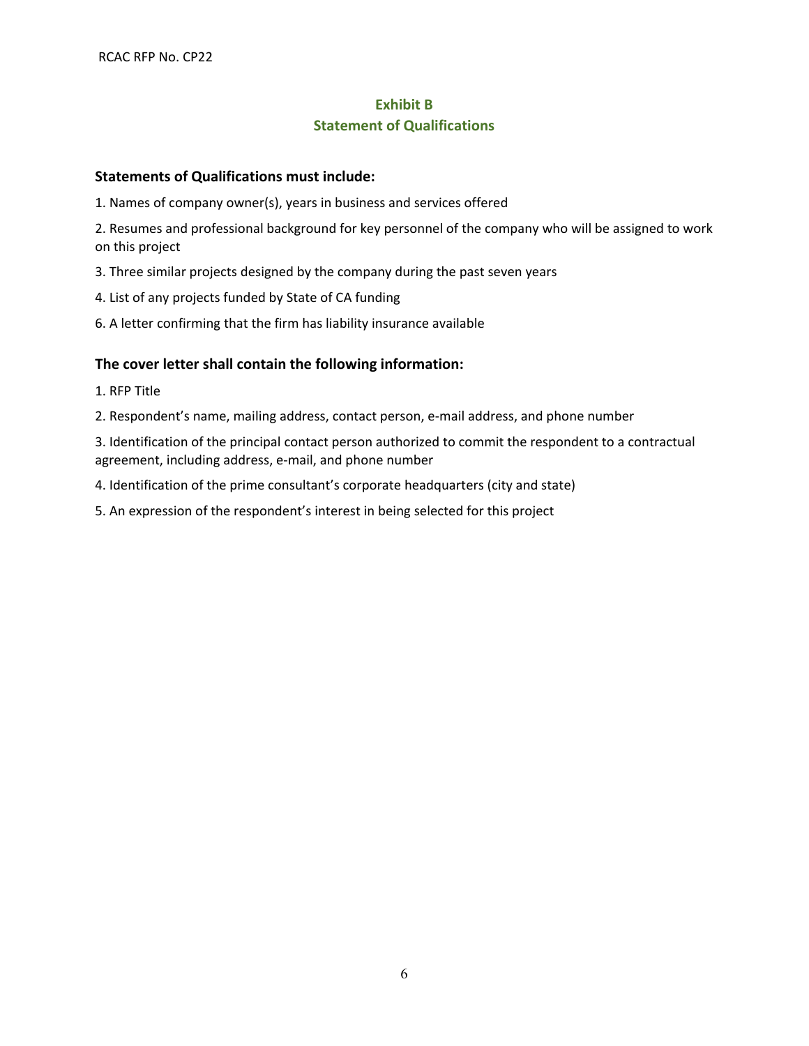## Exhibit B
## Statement of Qualifications

### Statements of Qualifications must include:

1. Names of company owner(s), years in business and services offered

2. Resumes and professional background for key personnel of the company who will be assigned to work on this project

3. Three similar projects designed by the company during the past seven years

4. List of any projects funded by State of CA funding

6. A letter confirming that the firm has liability insurance available

### The cover letter shall contain the following information:

1. RFP Title

2. Respondent's name, mailing address, contact person, e-mail address, and phone number

3. Identification of the principal contact person authorized to commit the respondent to a contractual agreement, including address, e-mail, and phone number

4. Identification of the prime consultant's corporate headquarters (city and state)

5. An expression of the respondent's interest in being selected for this project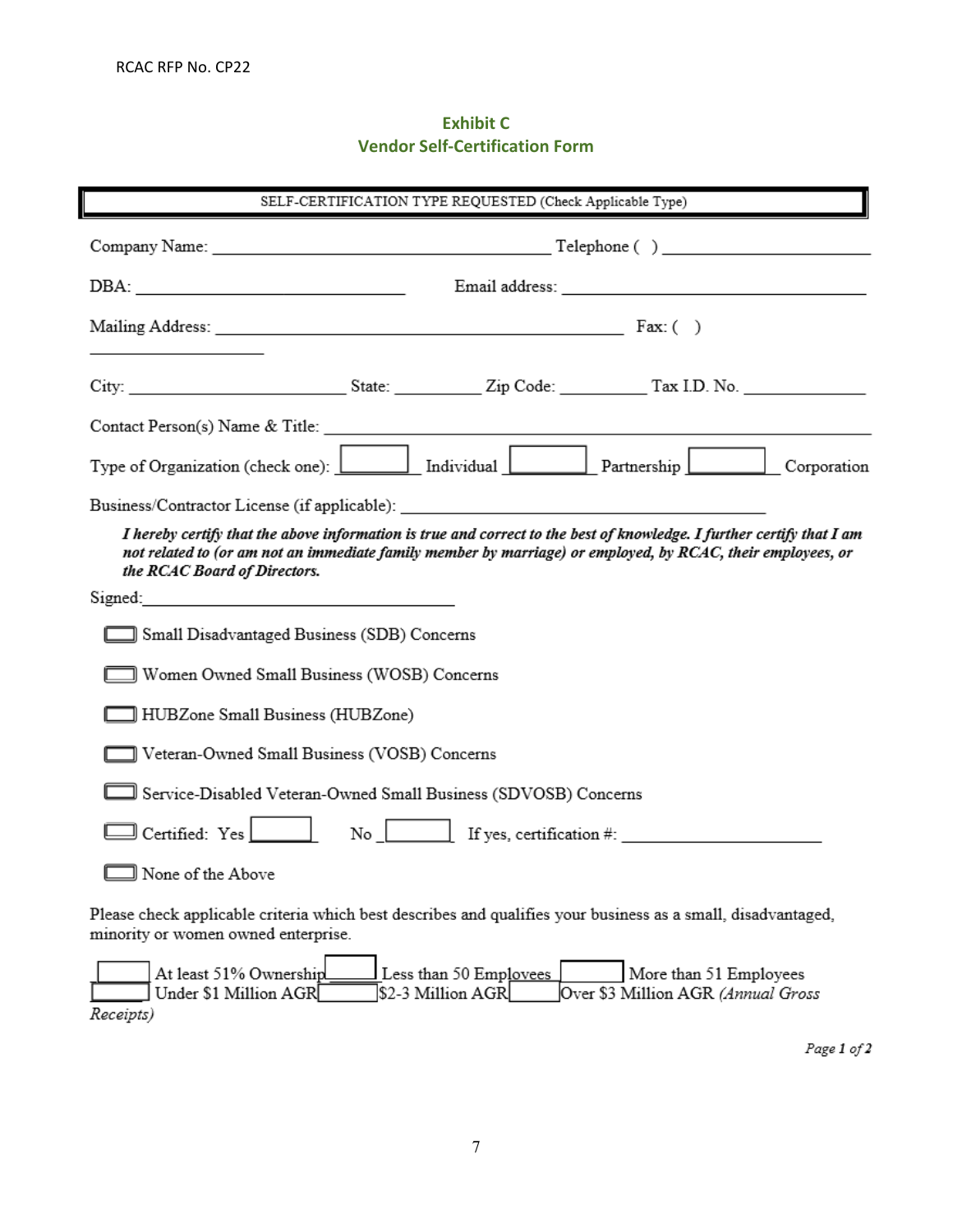## Exhibit C
## Vendor Self-Certification Form

**SELF-CERTIFICATION TYPE REQUESTED (Check Applicable Type)**

Company Name: ______________________________ Telephone ( ) ____________________

DBA: ________________________ Email address: ______________________________

Mailing Address: ____________________________________ Fax: ( )

________________

City: ____________________ State: ________ Zip Code: ________ Tax I.D. No. ____________

Contact Person(s) Name & Title: ______________________________________________

Type of Organization (check one): ☐ Individual ☐ Partnership ☐ Corporation

Business/Contractor License (if applicable): ________________________________

***I hereby certify that the above information is true and correct to the best of knowledge. I further certify that I am not related to (or am not an immediate family member by marriage) or employed, by RCAC, their employees, or the RCAC Board of Directors.***

Signed:______________________________

☐ Small Disadvantaged Business (SDB) Concerns

☐ Women Owned Small Business (WOSB) Concerns

☐ HUBZone Small Business (HUBZone)

☐ Veteran-Owned Small Business (VOSB) Concerns

☐ Service-Disabled Veteran-Owned Small Business (SDVOSB) Concerns

☐ Certified: Yes ☐ No ☐ If yes, certification #: ____________________

☐ None of the Above

Please check applicable criteria which best describes and qualifies your business as a small, disadvantaged, minority or women owned enterprise.

☐ At least 51% Ownership ☐ Less than 50 Employees ☐ More than 51 Employees
☐ Under $1 Million AGR ☐ $2-3 Million AGR ☐ Over $3 Million AGR *(Annual Gross Receipts)*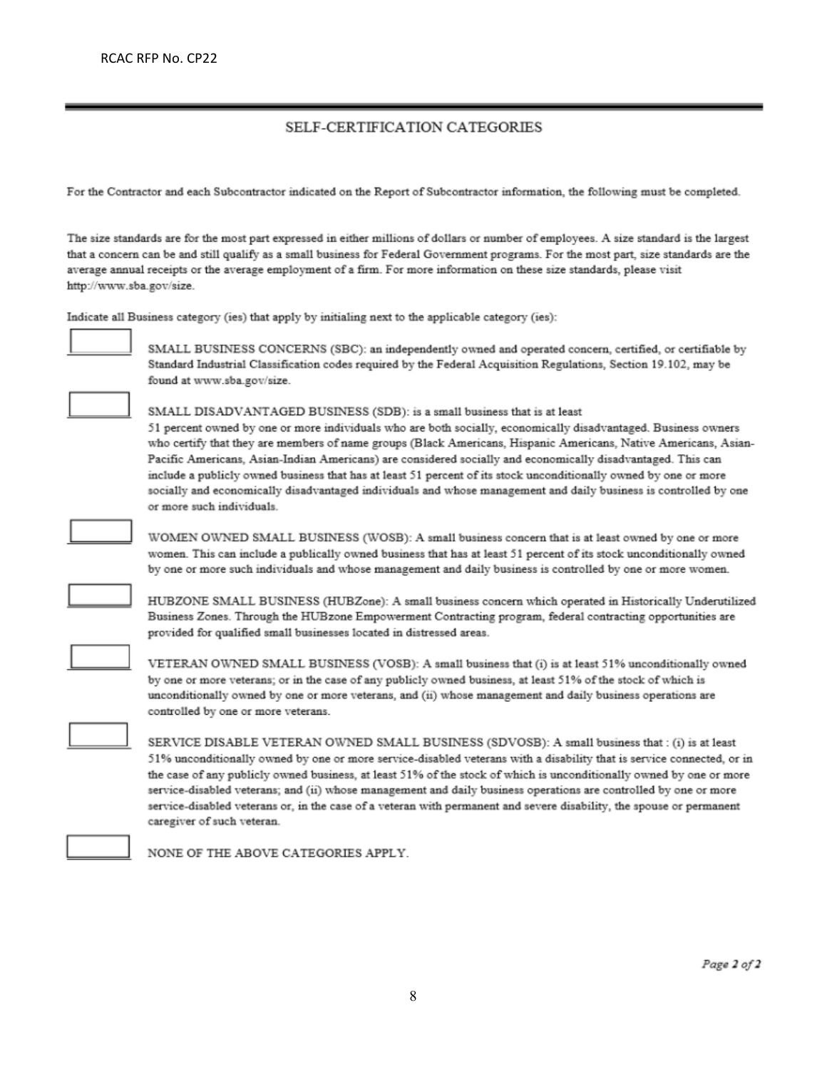## SELF-CERTIFICATION CATEGORIES

For the Contractor and each Subcontractor indicated on the Report of Subcontractor information, the following must be completed.

The size standards are for the most part expressed in either millions of dollars or number of employees. A size standard is the largest that a concern can be and still qualify as a small business for Federal Government programs. For the most part, size standards are the average annual receipts or the average employment of a firm. For more information on these size standards, please visit http://www.sba.gov/size.

Indicate all Business category (ies) that apply by initialing next to the applicable category (ies):

☐ SMALL BUSINESS CONCERNS (SBC): an independently owned and operated concern, certified, or certifiable by Standard Industrial Classification codes required by the Federal Acquisition Regulations, Section 19.102, may be found at www.sba.gov/size.

☐ SMALL DISADVANTAGED BUSINESS (SDB): is a small business that is at least 51 percent owned by one or more individuals who are both socially, economically disadvantaged. Business owners who certify that they are members of name groups (Black Americans, Hispanic Americans, Native Americans, Asian-Pacific Americans, Asian-Indian Americans) are considered socially and economically disadvantaged. This can include a publicly owned business that has at least 51 percent of its stock unconditionally owned by one or more socially and economically disadvantaged individuals and whose management and daily business is controlled by one or more such individuals.

☐ WOMEN OWNED SMALL BUSINESS (WOSB): A small business concern that is at least owned by one or more women. This can include a publically owned business that has at least 51 percent of its stock unconditionally owned by one or more such individuals and whose management and daily business is controlled by one or more women.

☐ HUBZONE SMALL BUSINESS (HUBZone): A small business concern which operated in Historically Underutilized Business Zones. Through the HUBzone Empowerment Contracting program, federal contracting opportunities are provided for qualified small businesses located in distressed areas.

☐ VETERAN OWNED SMALL BUSINESS (VOSB): A small business that (i) is at least 51% unconditionally owned by one or more veterans; or in the case of any publicly owned business, at least 51% of the stock of which is unconditionally owned by one or more veterans, and (ii) whose management and daily business operations are controlled by one or more veterans.

☐ SERVICE DISABLE VETERAN OWNED SMALL BUSINESS (SDVOSB): A small business that : (i) is at least 51% unconditionally owned by one or more service-disabled veterans with a disability that is service connected, or in the case of any publicly owned business, at least 51% of the stock of which is unconditionally owned by one or more service-disabled veterans; and (ii) whose management and daily business operations are controlled by one or more service-disabled veterans or, in the case of a veteran with permanent and severe disability, the spouse or permanent caregiver of such veteran.

☐ NONE OF THE ABOVE CATEGORIES APPLY.